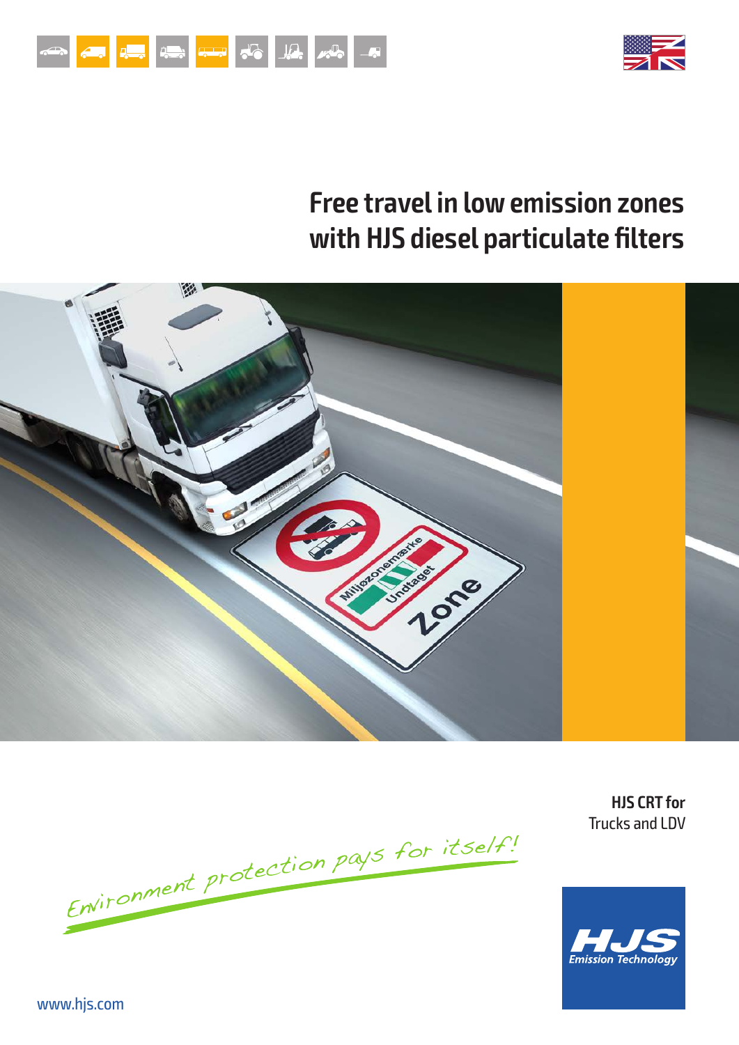# Free travel in low emission zones with HJS diesel particulate filters

Environment protection pays for itself!

**HJS CRT for**
Trucks and LDV

HJS Emission Technology

www.hjs.com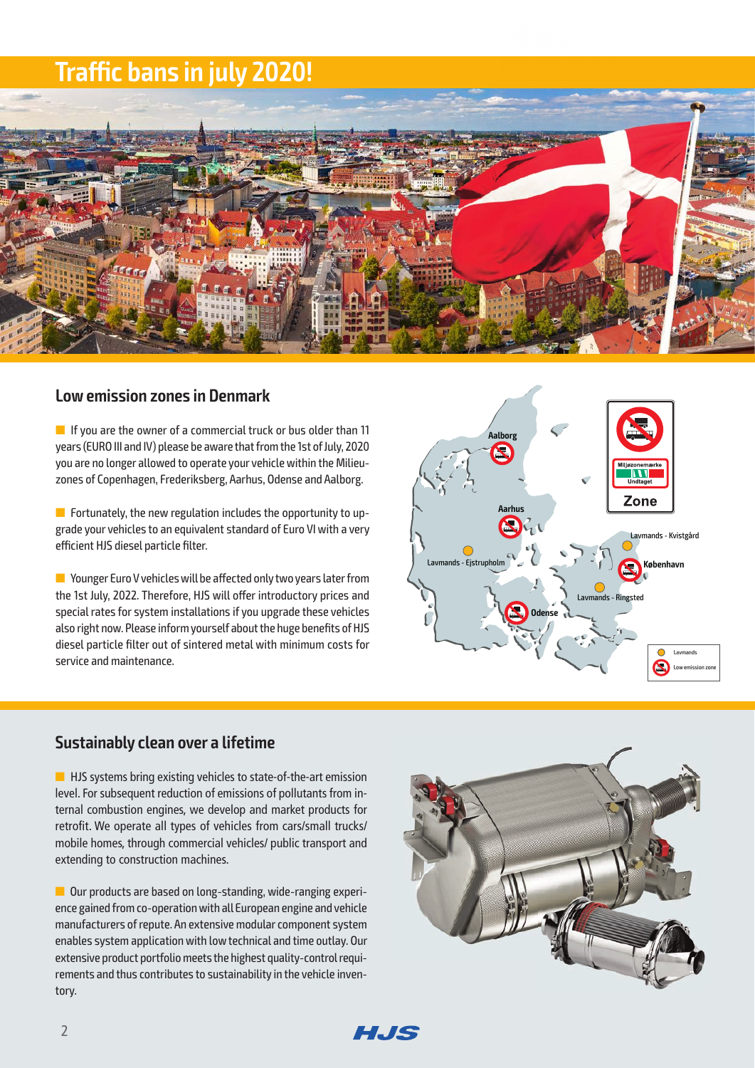# Traffic bans in july 2020!

## Low emission zones in Denmark

If you are the owner of a commercial truck or bus older than 11 years (EURO III and IV) please be aware that from the 1st of July, 2020 you are no longer allowed to operate your vehicle within the Milieu-zones of Copenhagen, Frederiksberg, Aarhus, Odense and Aalborg.

Fortunately, the new regulation includes the opportunity to upgrade your vehicles to an equivalent standard of Euro VI with a very efficient HJS diesel particle filter.

Younger Euro V vehicles will be affected only two years later from the 1st July, 2022. Therefore, HJS will offer introductory prices and special rates for system installations if you upgrade these vehicles also right now. Please inform yourself about the huge benefits of HJS diesel particle filter out of sintered metal with minimum costs for service and maintenance.

Aalborg

Aarhus

Lavmands - Ejstrupholm

Odense

Lavmands - Kvistgård

København

Lavmands - Ringsted

Miljøzonemærke

Undtaget

Zone

Lavmands

Low emission zone

## Sustainably clean over a lifetime

HJS systems bring existing vehicles to state-of-the-art emission level. For subsequent reduction of emissions of pollutants from internal combustion engines, we develop and market products for retrofit. We operate all types of vehicles from cars/small trucks/ mobile homes, through commercial vehicles/ public transport and extending to construction machines.

Our products are based on long-standing, wide-ranging experience gained from co-operation with all European engine and vehicle manufacturers of repute. An extensive modular component system enables system application with low technical and time outlay. Our extensive product portfolio meets the highest quality-control requirements and thus contributes to sustainability in the vehicle inventory.

HJS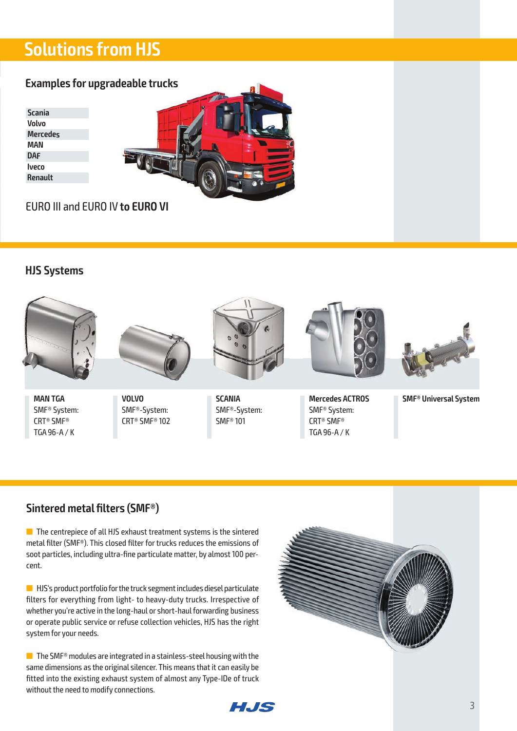# Solutions from HJS

## Examples for upgradeable trucks

- Scania
- Volvo
- Mercedes
- MAN
- DAF
- Iveco
- Renault

EURO III and EURO IV **to EURO VI**

## HJS Systems

**MAN TGA**
SMF® System:
CRT® SMF®
TGA 96-A / K

**VOLVO**
SMF®-System:
CRT® SMF® 102

**SCANIA**
SMF®-System:
SMF® 101

**Mercedes ACTROS**
SMF® System:
CRT® SMF®
TGA 96-A / K

**SMF® Universal System**

## Sintered metal filters (SMF®)

- The centrepiece of all HJS exhaust treatment systems is the sintered metal filter (SMF®). This closed filter for trucks reduces the emissions of soot particles, including ultra-fine particulate matter, by almost 100 percent.

- HJS's product portfolio for the truck segment includes diesel particulate filters for everything from light- to heavy-duty trucks. Irrespective of whether you're active in the long-haul or short-haul forwarding business or operate public service or refuse collection vehicles, HJS has the right system for your needs.

- The SMF® modules are integrated in a stainless-steel housing with the same dimensions as the original silencer. This means that it can easily be fitted into the existing exhaust system of almost any Type-IDe of truck without the need to modify connections.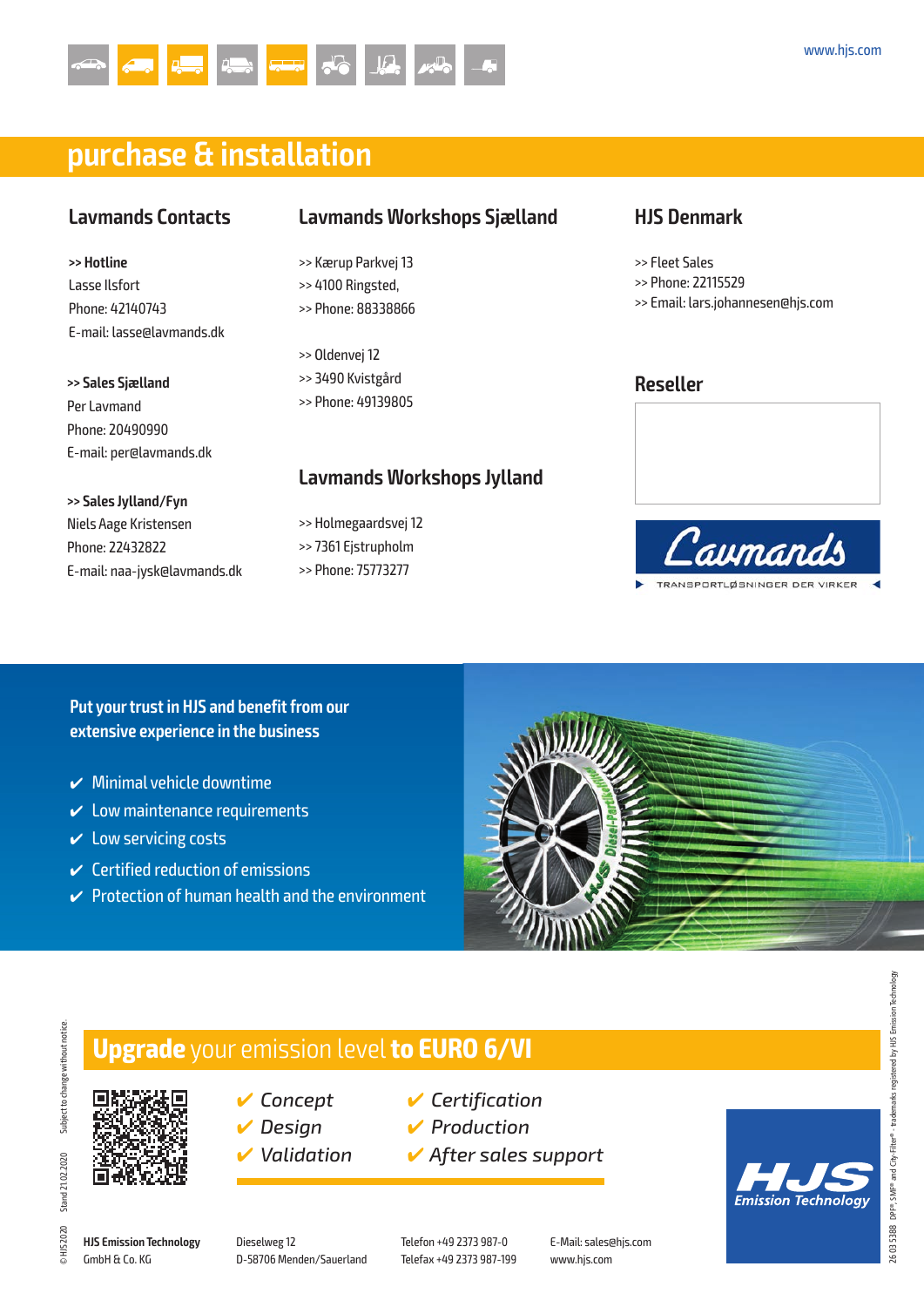www.hjs.com

# purchase & installation

## Lavmands Contacts

**>> Hotline**
Lasse Ilsfort
Phone: 42140743
E-mail: lasse@lavmands.dk

**>> Sales Sjælland**
Per Lavmand
Phone: 20490990
E-mail: per@lavmands.dk

**>> Sales Jylland/Fyn**
Niels Aage Kristensen
Phone: 22432822
E-mail: naa-jysk@lavmands.dk

## Lavmands Workshops Sjælland

>> Kærup Parkvej 13
>> 4100 Ringsted,
>> Phone: 88338866

>> Oldenvej 12
>> 3490 Kvistgård
>> Phone: 49139805

## Lavmands Workshops Jylland

>> Holmegaardsvej 12
>> 7361 Ejstrupholm
>> Phone: 75773277

## HJS Denmark

>> Fleet Sales
>> Phone: 22115529
>> Email: lars.johannesen@hjs.com

## Reseller

Lavmands
TRANSPORTLØSNINGER DER VIRKER

**Put your trust in HJS and benefit from our extensive experience in the business**

- ✔ Minimal vehicle downtime
- ✔ Low maintenance requirements
- ✔ Low servicing costs
- ✔ Certified reduction of emissions
- ✔ Protection of human health and the environment

## **Upgrade** your emission level **to EURO 6/VI**

- ✔ *Concept*
- ✔ *Design*
- ✔ *Validation*
- ✔ *Certification*
- ✔ *Production*
- ✔ *After sales support*

**HJS Emission Technology**
GmbH & Co. KG

Dieselweg 12
D-58706 Menden/Sauerland

Telefon +49 2373 987-0
Telefax +49 2373 987-199

E-Mail: sales@hjs.com
www.hjs.com

HJS Emission Technology

© HJS 2020 Stand 21.02.2020 Subject to change without notice.

26 03 5388 DPF®, SMF® and City-Filter® - trademarks registered by HJS Emission Technology